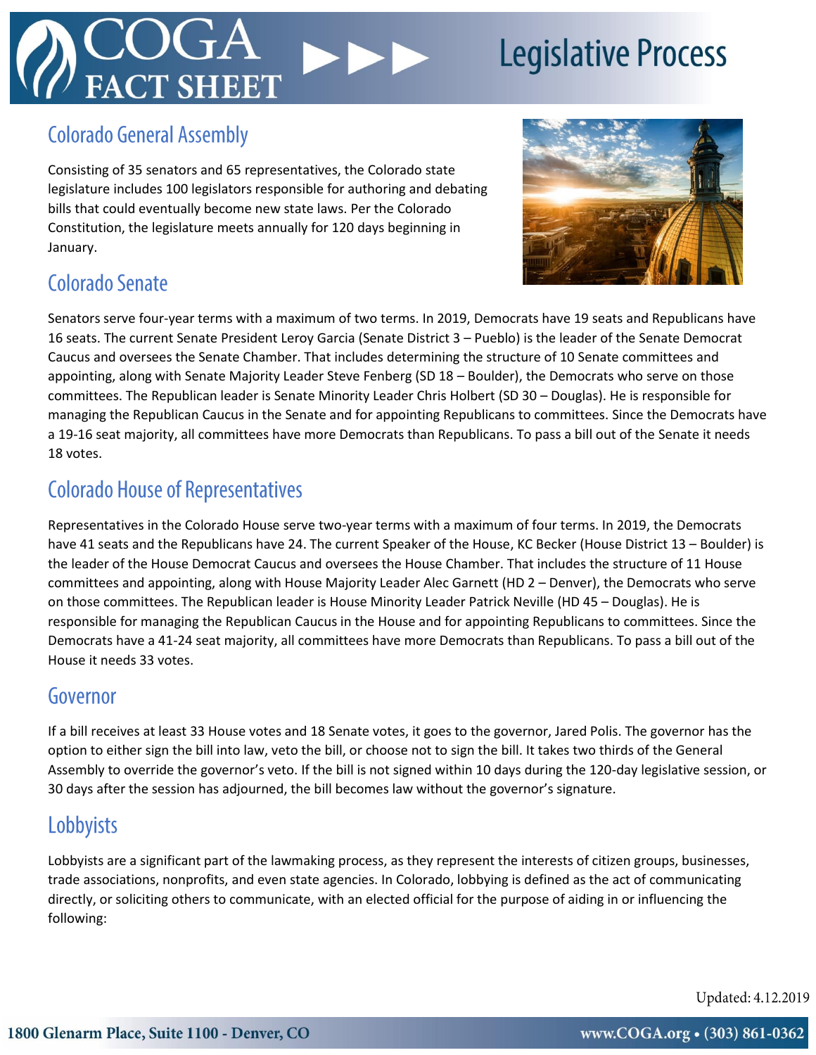# COGA FACT SHEET — Legislative Process

## Colorado General Assembly

Consisting of 35 senators and 65 representatives, the Colorado state legislature includes 100 legislators responsible for authoring and debating bills that could eventually become new state laws. Per the Colorado Constitution, the legislature meets annually for 120 days beginning in January.

## Colorado Senate

Senators serve four-year terms with a maximum of two terms. In 2019, Democrats have 19 seats and Republicans have 16 seats. The current Senate President Leroy Garcia (Senate District 3 – Pueblo) is the leader of the Senate Democrat Caucus and oversees the Senate Chamber. That includes determining the structure of 10 Senate committees and appointing, along with Senate Majority Leader Steve Fenberg (SD 18 – Boulder), the Democrats who serve on those committees. The Republican leader is Senate Minority Leader Chris Holbert (SD 30 – Douglas). He is responsible for managing the Republican Caucus in the Senate and for appointing Republicans to committees. Since the Democrats have a 19-16 seat majority, all committees have more Democrats than Republicans. To pass a bill out of the Senate it needs 18 votes.

## Colorado House of Representatives

Representatives in the Colorado House serve two-year terms with a maximum of four terms. In 2019, the Democrats have 41 seats and the Republicans have 24. The current Speaker of the House, KC Becker (House District 13 – Boulder) is the leader of the House Democrat Caucus and oversees the House Chamber. That includes the structure of 11 House committees and appointing, along with House Majority Leader Alec Garnett (HD 2 – Denver), the Democrats who serve on those committees. The Republican leader is House Minority Leader Patrick Neville (HD 45 – Douglas). He is responsible for managing the Republican Caucus in the House and for appointing Republicans to committees. Since the Democrats have a 41-24 seat majority, all committees have more Democrats than Republicans. To pass a bill out of the House it needs 33 votes.

## Governor

If a bill receives at least 33 House votes and 18 Senate votes, it goes to the governor, Jared Polis. The governor has the option to either sign the bill into law, veto the bill, or choose not to sign the bill. It takes two thirds of the General Assembly to override the governor's veto. If the bill is not signed within 10 days during the 120-day legislative session, or 30 days after the session has adjourned, the bill becomes law without the governor's signature.

## Lobbyists

Lobbyists are a significant part of the lawmaking process, as they represent the interests of citizen groups, businesses, trade associations, nonprofits, and even state agencies. In Colorado, lobbying is defined as the act of communicating directly, or soliciting others to communicate, with an elected official for the purpose of aiding in or influencing the following:

Updated: 4.12.2019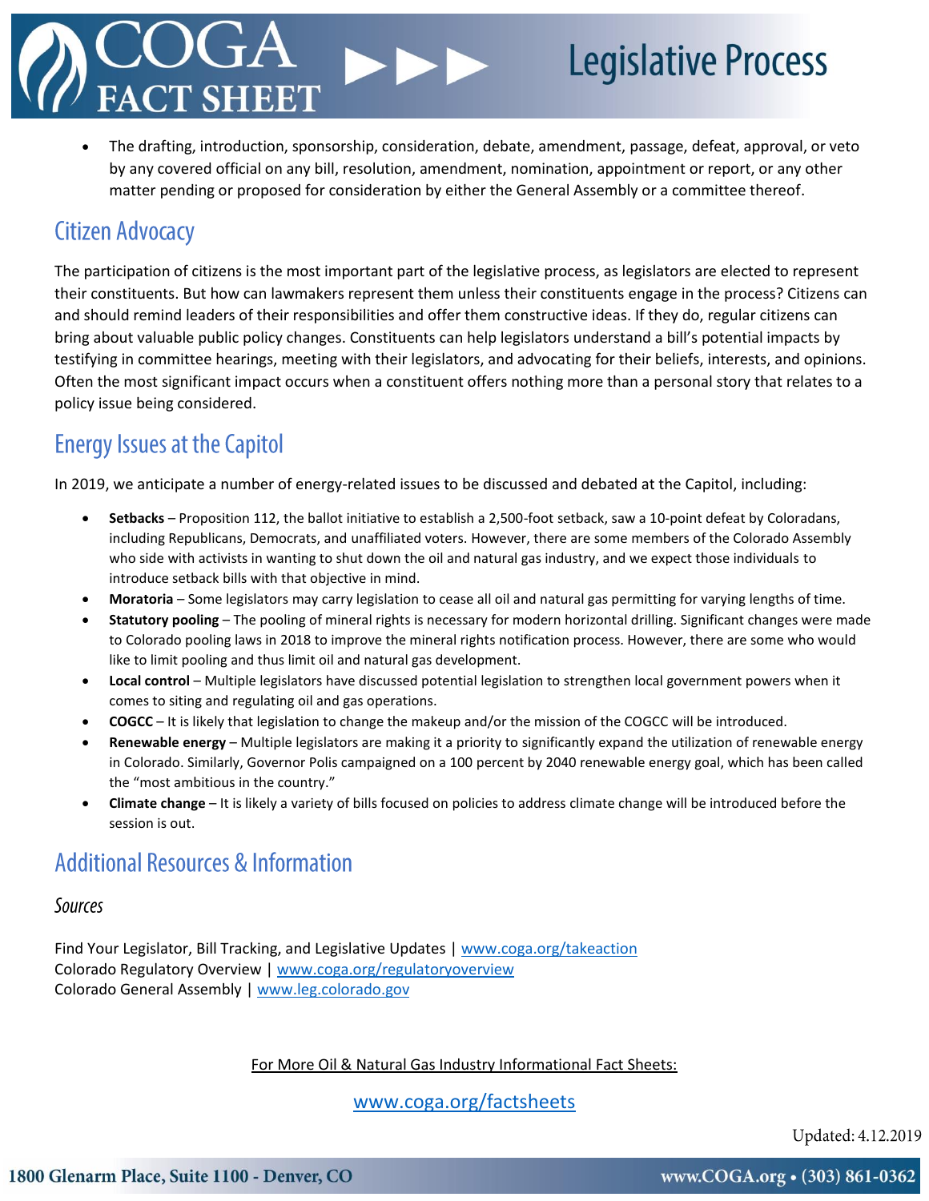- The drafting, introduction, sponsorship, consideration, debate, amendment, passage, defeat, approval, or veto by any covered official on any bill, resolution, amendment, nomination, appointment or report, or any other matter pending or proposed for consideration by either the General Assembly or a committee thereof.

## Citizen Advocacy

The participation of citizens is the most important part of the legislative process, as legislators are elected to represent their constituents. But how can lawmakers represent them unless their constituents engage in the process? Citizens can and should remind leaders of their responsibilities and offer them constructive ideas. If they do, regular citizens can bring about valuable public policy changes. Constituents can help legislators understand a bill's potential impacts by testifying in committee hearings, meeting with their legislators, and advocating for their beliefs, interests, and opinions. Often the most significant impact occurs when a constituent offers nothing more than a personal story that relates to a policy issue being considered.

## Energy Issues at the Capitol

In 2019, we anticipate a number of energy-related issues to be discussed and debated at the Capitol, including:

- **Setbacks** – Proposition 112, the ballot initiative to establish a 2,500-foot setback, saw a 10-point defeat by Coloradans, including Republicans, Democrats, and unaffiliated voters. However, there are some members of the Colorado Assembly who side with activists in wanting to shut down the oil and natural gas industry, and we expect those individuals to introduce setback bills with that objective in mind.
- **Moratoria** – Some legislators may carry legislation to cease all oil and natural gas permitting for varying lengths of time.
- **Statutory pooling** – The pooling of mineral rights is necessary for modern horizontal drilling. Significant changes were made to Colorado pooling laws in 2018 to improve the mineral rights notification process. However, there are some who would like to limit pooling and thus limit oil and natural gas development.
- **Local control** – Multiple legislators have discussed potential legislation to strengthen local government powers when it comes to siting and regulating oil and gas operations.
- **COGCC** – It is likely that legislation to change the makeup and/or the mission of the COGCC will be introduced.
- **Renewable energy** – Multiple legislators are making it a priority to significantly expand the utilization of renewable energy in Colorado. Similarly, Governor Polis campaigned on a 100 percent by 2040 renewable energy goal, which has been called the "most ambitious in the country."
- **Climate change** – It is likely a variety of bills focused on policies to address climate change will be introduced before the session is out.

## Additional Resources & Information

### *Sources*

Find Your Legislator, Bill Tracking, and Legislative Updates | www.coga.org/takeaction
Colorado Regulatory Overview | www.coga.org/regulatoryoverview
Colorado General Assembly | www.leg.colorado.gov

For More Oil & Natural Gas Industry Informational Fact Sheets:

www.coga.org/factsheets

Updated: 4.12.2019